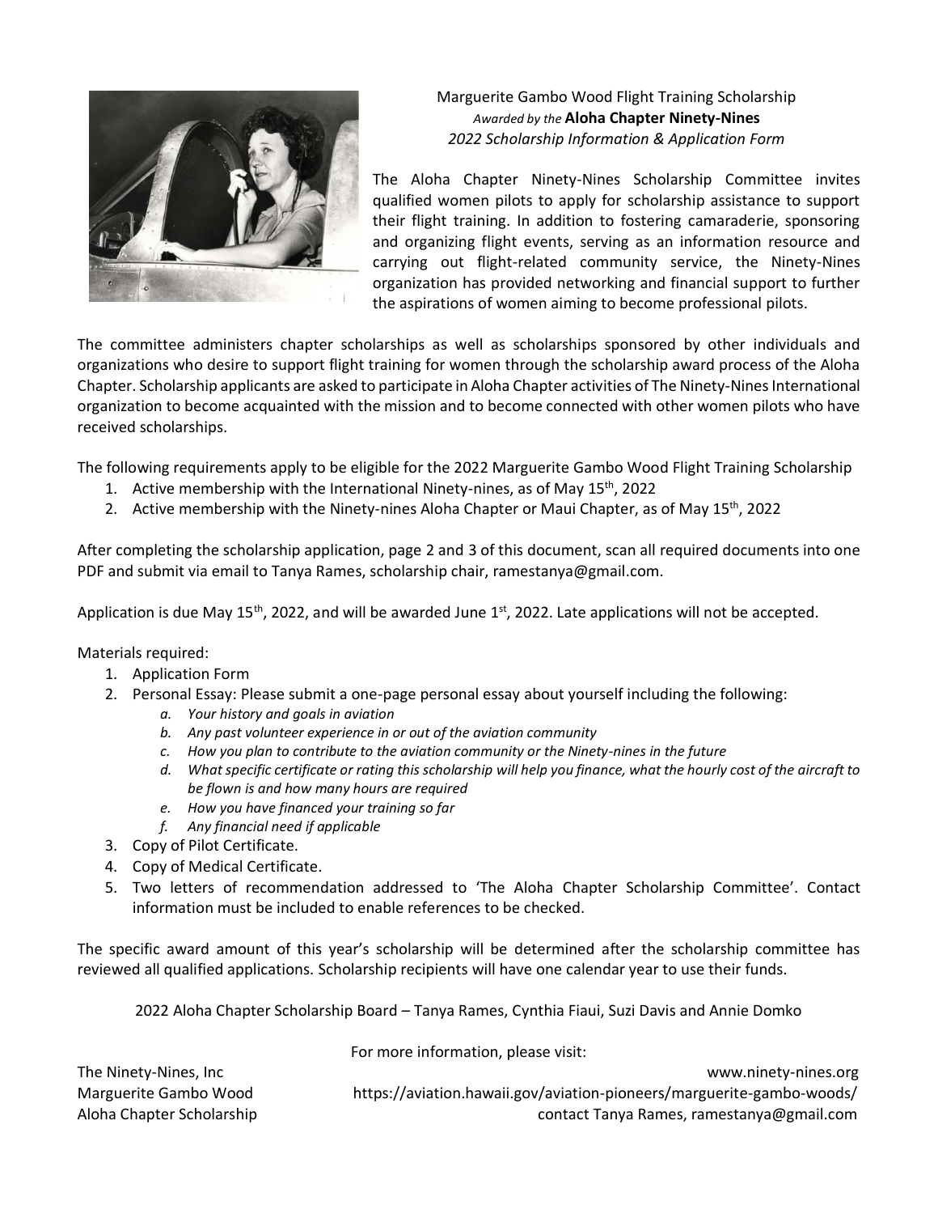# Marguerite Gambo Wood Flight Training Scholarship

*Awarded by the* **Aloha Chapter Ninety-Nines**

*2022 Scholarship Information & Application Form*

The Aloha Chapter Ninety-Nines Scholarship Committee invites qualified women pilots to apply for scholarship assistance to support their flight training. In addition to fostering camaraderie, sponsoring and organizing flight events, serving as an information resource and carrying out flight-related community service, the Ninety-Nines organization has provided networking and financial support to further the aspirations of women aiming to become professional pilots.

The committee administers chapter scholarships as well as scholarships sponsored by other individuals and organizations who desire to support flight training for women through the scholarship award process of the Aloha Chapter. Scholarship applicants are asked to participate in Aloha Chapter activities of The Ninety-Nines International organization to become acquainted with the mission and to become connected with other women pilots who have received scholarships.

The following requirements apply to be eligible for the 2022 Marguerite Gambo Wood Flight Training Scholarship

1. Active membership with the International Ninety-nines, as of May 15th, 2022
2. Active membership with the Ninety-nines Aloha Chapter or Maui Chapter, as of May 15th, 2022

After completing the scholarship application, page 2 and 3 of this document, scan all required documents into one PDF and submit via email to Tanya Rames, scholarship chair, ramestanya@gmail.com.

Application is due May 15th, 2022, and will be awarded June 1st, 2022. Late applications will not be accepted.

Materials required:

1. Application Form
2. Personal Essay: Please submit a one-page personal essay about yourself including the following:
   a. *Your history and goals in aviation*
   b. *Any past volunteer experience in or out of the aviation community*
   c. *How you plan to contribute to the aviation community or the Ninety-nines in the future*
   d. *What specific certificate or rating this scholarship will help you finance, what the hourly cost of the aircraft to be flown is and how many hours are required*
   e. *How you have financed your training so far*
   f. *Any financial need if applicable*
3. Copy of Pilot Certificate.
4. Copy of Medical Certificate.
5. Two letters of recommendation addressed to 'The Aloha Chapter Scholarship Committee'. Contact information must be included to enable references to be checked.

The specific award amount of this year's scholarship will be determined after the scholarship committee has reviewed all qualified applications. Scholarship recipients will have one calendar year to use their funds.

2022 Aloha Chapter Scholarship Board – Tanya Rames, Cynthia Fiaui, Suzi Davis and Annie Domko

For more information, please visit:

The Ninety-Nines, Inc — www.ninety-nines.org

Marguerite Gambo Wood — https://aviation.hawaii.gov/aviation-pioneers/marguerite-gambo-woods/

Aloha Chapter Scholarship — contact Tanya Rames, ramestanya@gmail.com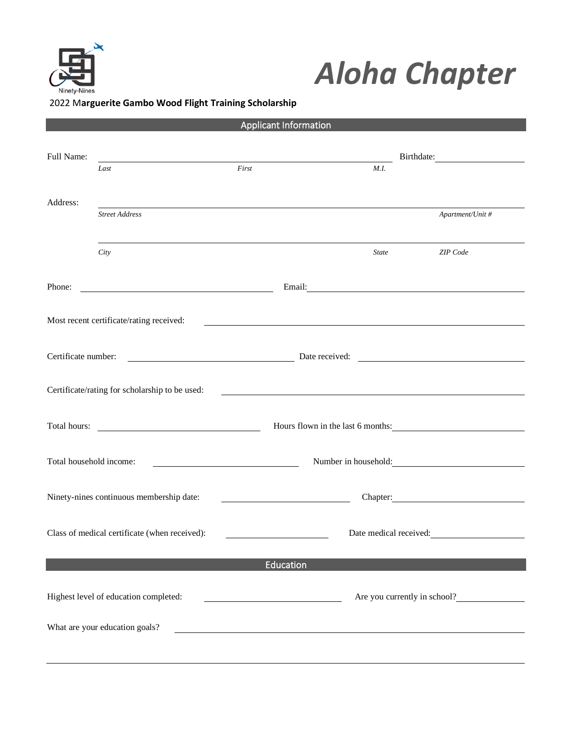Ninety-Nines

# *Aloha Chapter*

2022 M**arguerite Gambo Wood Flight Training Scholarship**

## Applicant Information

Full Name: \_\_\_\_\_\_\_\_\_\_\_\_\_\_\_\_\_\_\_\_\_\_\_\_\_\_\_\_\_\_\_\_\_\_\_\_\_\_\_\_\_\_ Birthdate: \_\_\_\_\_\_\_\_\_\_\_\_\_\_\_\_

*Last* *First* *M.I.*

Address: \_\_\_\_\_\_\_\_\_\_\_\_\_\_\_\_\_\_\_\_\_\_\_\_\_\_\_\_\_\_\_\_\_\_\_\_\_\_\_\_\_\_\_\_\_\_\_\_\_\_\_\_\_\_\_\_\_\_\_\_\_\_

*Street Address* *Apartment/Unit #*

\_\_\_\_\_\_\_\_\_\_\_\_\_\_\_\_\_\_\_\_\_\_\_\_\_\_\_\_\_\_\_\_\_\_\_\_\_\_\_\_\_\_\_\_\_\_\_\_\_\_\_\_\_\_\_\_\_\_\_\_\_\_

*City* *State* *ZIP Code*

Phone: \_\_\_\_\_\_\_\_\_\_\_\_\_\_\_\_\_\_\_\_\_\_\_\_\_\_\_\_ Email: \_\_\_\_\_\_\_\_\_\_\_\_\_\_\_\_\_\_\_\_\_\_\_\_\_\_\_\_

Most recent certificate/rating received: \_\_\_\_\_\_\_\_\_\_\_\_\_\_\_\_\_\_\_\_\_\_\_\_\_\_\_\_\_\_\_\_\_\_\_\_

Certificate number: \_\_\_\_\_\_\_\_\_\_\_\_\_\_\_\_\_\_\_\_\_\_\_\_ Date received: \_\_\_\_\_\_\_\_\_\_\_\_\_\_\_\_\_\_\_\_\_\_\_\_

Certificate/rating for scholarship to be used: \_\_\_\_\_\_\_\_\_\_\_\_\_\_\_\_\_\_\_\_\_\_\_\_\_\_\_\_\_\_\_\_\_\_\_\_

Total hours: \_\_\_\_\_\_\_\_\_\_\_\_\_\_\_\_\_\_\_\_\_\_\_\_ Hours flown in the last 6 months: \_\_\_\_\_\_\_\_\_\_\_\_\_\_\_\_\_\_\_\_\_\_\_\_

Total household income: \_\_\_\_\_\_\_\_\_\_\_\_\_\_\_\_\_\_\_\_\_\_\_\_ Number in household: \_\_\_\_\_\_\_\_\_\_\_\_\_\_\_\_\_\_\_\_\_\_\_\_

Ninety-nines continuous membership date: \_\_\_\_\_\_\_\_\_\_\_\_\_\_\_\_\_\_\_\_\_\_\_\_ Chapter: \_\_\_\_\_\_\_\_\_\_\_\_\_\_\_\_\_\_\_\_\_\_\_\_

Class of medical certificate (when received): \_\_\_\_\_\_\_\_\_\_\_\_\_\_\_\_\_\_\_\_\_\_\_\_ Date medical received: \_\_\_\_\_\_\_\_\_\_\_\_\_\_\_\_\_\_\_\_\_\_\_\_

## Education

Highest level of education completed: \_\_\_\_\_\_\_\_\_\_\_\_\_\_\_\_\_\_\_\_\_\_\_\_ Are you currently in school? \_\_\_\_\_\_\_\_\_\_\_\_

What are your education goals? \_\_\_\_\_\_\_\_\_\_\_\_\_\_\_\_\_\_\_\_\_\_\_\_\_\_\_\_\_\_\_\_\_\_\_\_\_\_\_\_\_\_\_\_\_\_

\_\_\_\_\_\_\_\_\_\_\_\_\_\_\_\_\_\_\_\_\_\_\_\_\_\_\_\_\_\_\_\_\_\_\_\_\_\_\_\_\_\_\_\_\_\_\_\_\_\_\_\_\_\_\_\_\_\_\_\_\_\_\_\_\_\_\_\_\_\_\_\_\_\_\_\_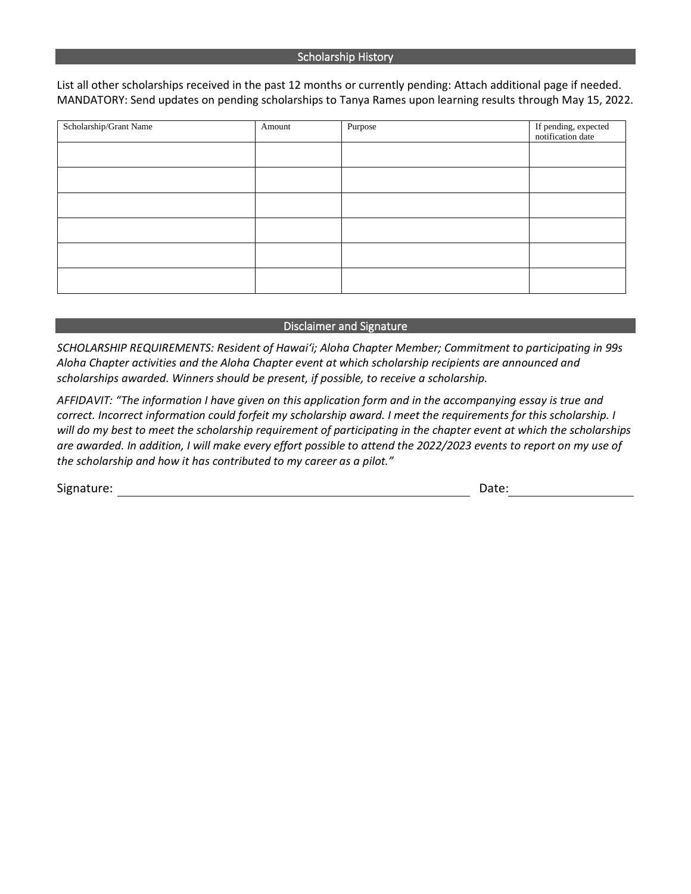## Scholarship History

List all other scholarships received in the past 12 months or currently pending: Attach additional page if needed.
MANDATORY: Send updates on pending scholarships to Tanya Rames upon learning results through May 15, 2022.

| Scholarship/Grant Name | Amount | Purpose | If pending, expected notification date |
|---|---|---|---|
| | | | |
| | | | |
| | | | |
| | | | |
| | | | |
| | | | |

## Disclaimer and Signature

*SCHOLARSHIP REQUIREMENTS: Resident of Hawai'i; Aloha Chapter Member; Commitment to participating in 99s Aloha Chapter activities and the Aloha Chapter event at which scholarship recipients are announced and scholarships awarded. Winners should be present, if possible, to receive a scholarship.*

*AFFIDAVIT: "The information I have given on this application form and in the accompanying essay is true and correct. Incorrect information could forfeit my scholarship award. I meet the requirements for this scholarship. I will do my best to meet the scholarship requirement of participating in the chapter event at which the scholarships are awarded. In addition, I will make every effort possible to attend the 2022/2023 events to report on my use of the scholarship and how it has contributed to my career as a pilot."*

Signature: ______________________________ Date: ______________